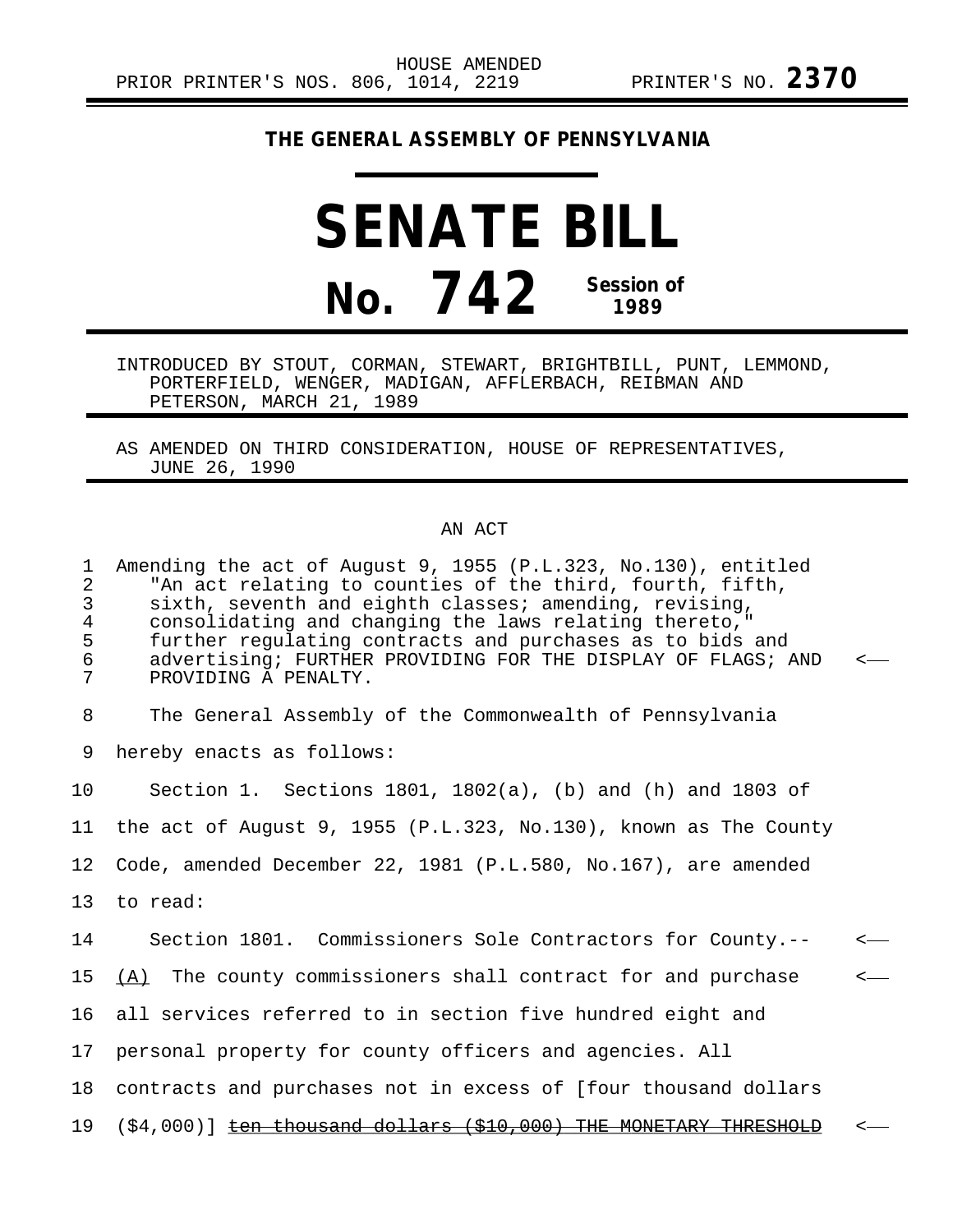HOUSE AMENDED

PRIOR PRINTER'S NOS. 806, 1014, 2219 PRINTER'S NO. **2370**

## THE GENERAL ASSEMBLY OF PENNSYLVANIA

# SENATE BILL

# No. 742 Session of 1989

INTRODUCED BY STOUT, CORMAN, STEWART, BRIGHTBILL, PUNT, LEMMOND, PORTERFIELD, WENGER, MADIGAN, AFFLERBACH, REIBMAN AND PETERSON, MARCH 21, 1989

AS AMENDED ON THIRD CONSIDERATION, HOUSE OF REPRESENTATIVES, JUNE 26, 1990

AN ACT

1 Amending the act of August 9, 1955 (P.L.323, No.130), entitled
2 "An act relating to counties of the third, fourth, fifth,
3 sixth, seventh and eighth classes; amending, revising,
4 consolidating and changing the laws relating thereto,"
5 further regulating contracts and purchases as to bids and
6 advertising; FURTHER PROVIDING FOR THE DISPLAY OF FLAGS; AND <——
7 PROVIDING A PENALTY.

8 The General Assembly of the Commonwealth of Pennsylvania
9 hereby enacts as follows:

10 Section 1. Sections 1801, 1802(a), (b) and (h) and 1803 of
11 the act of August 9, 1955 (P.L.323, No.130), known as The County
12 Code, amended December 22, 1981 (P.L.580, No.167), are amended
13 to read:

14 Section 1801. Commissioners Sole Contractors for County.-- <——
15 <u>(A)</u> The county commissioners shall contract for and purchase <——
16 all services referred to in section five hundred eight and
17 personal property for county officers and agencies. All
18 contracts and purchases not in excess of [four thousand dollars
19 ($4,000)] ~~ten thousand dollars ($10,000) THE MONETARY THRESHOLD~~ <——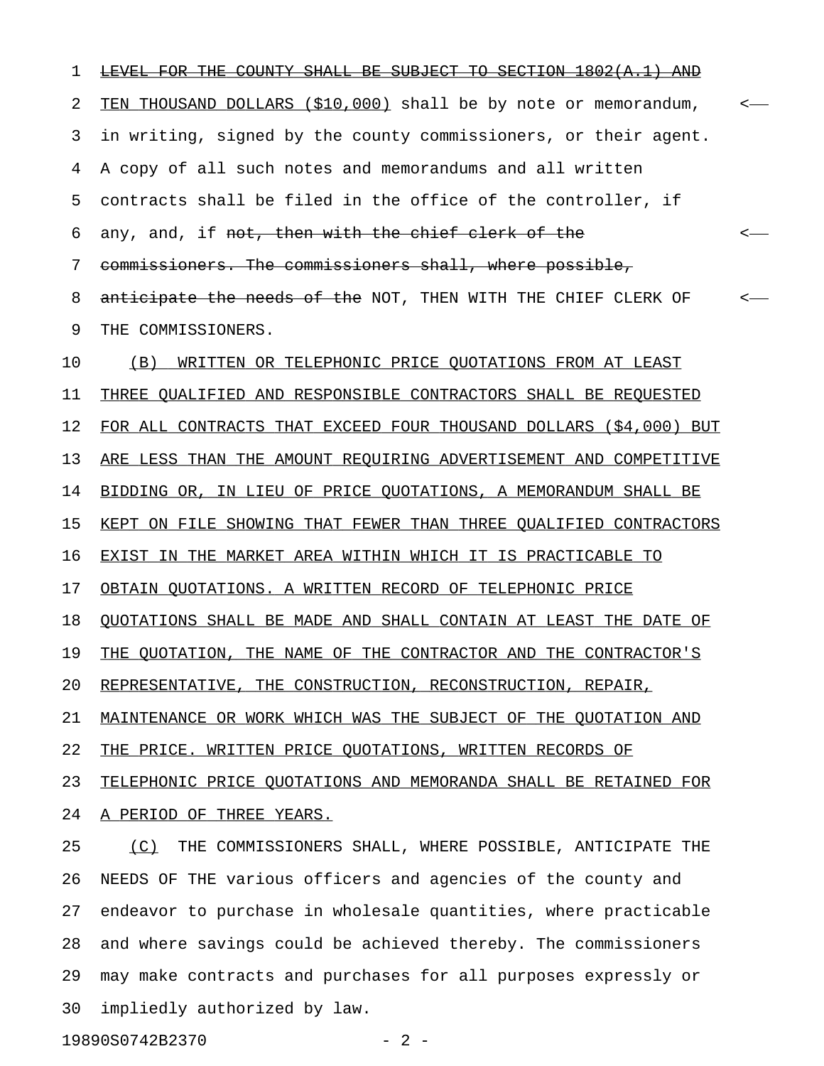~~LEVEL FOR THE COUNTY SHALL BE SUBJECT TO SECTION 1802(A.1) AND~~ TEN THOUSAND DOLLARS ($10,000) shall be by note or memorandum, in writing, signed by the county commissioners, or their agent. A copy of all such notes and memorandums and all written contracts shall be filed in the office of the controller, if any, and, if ~~not, then with the chief clerk of the commissioners. The commissioners shall, where possible, anticipate the needs of the~~ NOT, THEN WITH THE CHIEF CLERK OF THE COMMISSIONERS.

(B) WRITTEN OR TELEPHONIC PRICE QUOTATIONS FROM AT LEAST THREE QUALIFIED AND RESPONSIBLE CONTRACTORS SHALL BE REQUESTED FOR ALL CONTRACTS THAT EXCEED FOUR THOUSAND DOLLARS ($4,000) BUT ARE LESS THAN THE AMOUNT REQUIRING ADVERTISEMENT AND COMPETITIVE BIDDING OR, IN LIEU OF PRICE QUOTATIONS, A MEMORANDUM SHALL BE KEPT ON FILE SHOWING THAT FEWER THAN THREE QUALIFIED CONTRACTORS EXIST IN THE MARKET AREA WITHIN WHICH IT IS PRACTICABLE TO OBTAIN QUOTATIONS. A WRITTEN RECORD OF TELEPHONIC PRICE QUOTATIONS SHALL BE MADE AND SHALL CONTAIN AT LEAST THE DATE OF THE QUOTATION, THE NAME OF THE CONTRACTOR AND THE CONTRACTOR'S REPRESENTATIVE, THE CONSTRUCTION, RECONSTRUCTION, REPAIR, MAINTENANCE OR WORK WHICH WAS THE SUBJECT OF THE QUOTATION AND THE PRICE. WRITTEN PRICE QUOTATIONS, WRITTEN RECORDS OF TELEPHONIC PRICE QUOTATIONS AND MEMORANDA SHALL BE RETAINED FOR A PERIOD OF THREE YEARS.

(C) THE COMMISSIONERS SHALL, WHERE POSSIBLE, ANTICIPATE THE NEEDS OF THE various officers and agencies of the county and endeavor to purchase in wholesale quantities, where practicable and where savings could be achieved thereby. The commissioners may make contracts and purchases for all purposes expressly or impliedly authorized by law.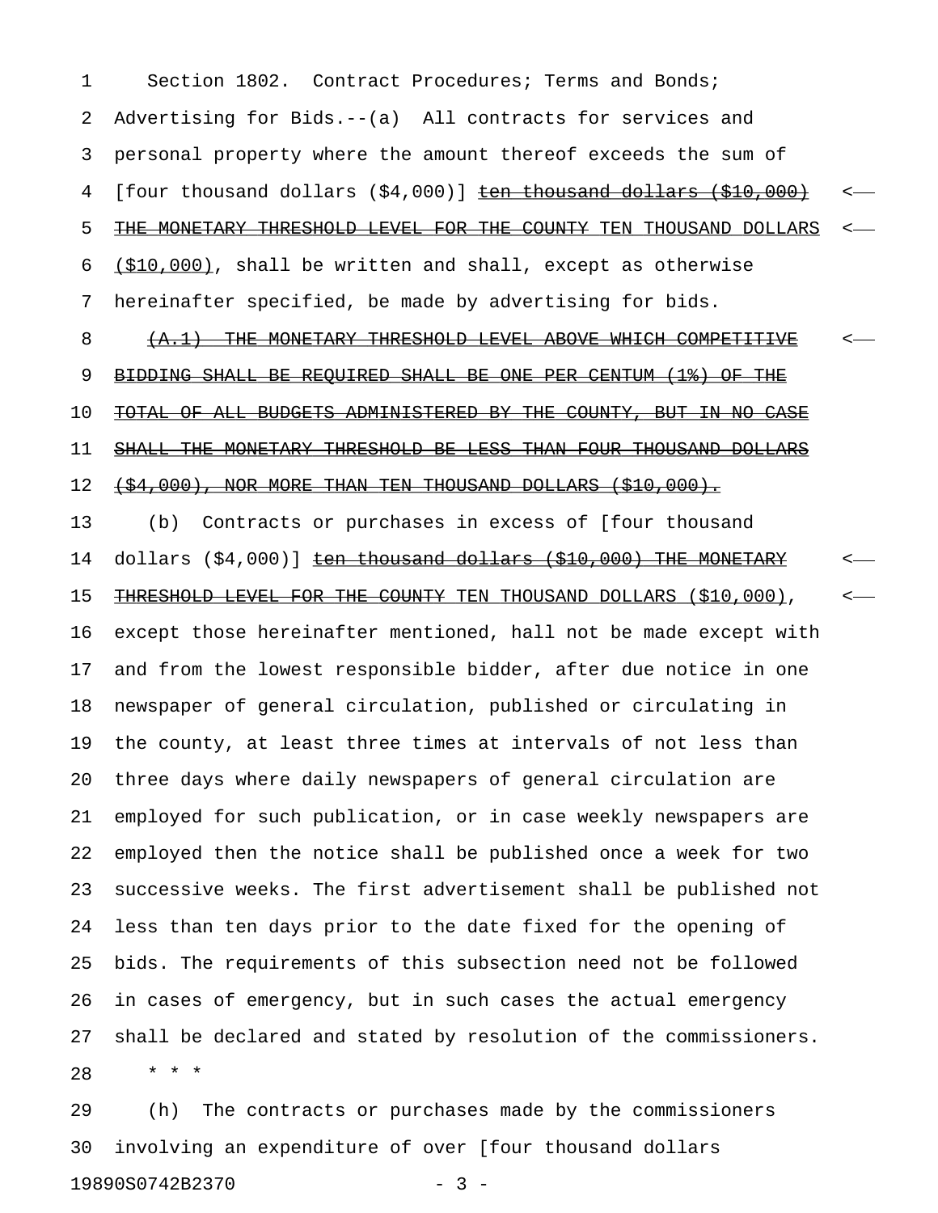Section 1802. Contract Procedures; Terms and Bonds; Advertising for Bids.--(a) All contracts for services and personal property where the amount thereof exceeds the sum of [four thousand dollars ($4,000)] ~~ten thousand dollars ($10,000)~~ ~~THE MONETARY THRESHOLD LEVEL FOR THE COUNTY~~ TEN THOUSAND DOLLARS ($10,000), shall be written and shall, except as otherwise hereinafter specified, be made by advertising for bids.

~~(A.1) THE MONETARY THRESHOLD LEVEL ABOVE WHICH COMPETITIVE BIDDING SHALL BE REQUIRED SHALL BE ONE PER CENTUM (1%) OF THE TOTAL OF ALL BUDGETS ADMINISTERED BY THE COUNTY, BUT IN NO CASE SHALL THE MONETARY THRESHOLD BE LESS THAN FOUR THOUSAND DOLLARS ($4,000), NOR MORE THAN TEN THOUSAND DOLLARS ($10,000).~~

(b) Contracts or purchases in excess of [four thousand dollars ($4,000)] ~~ten thousand dollars ($10,000) THE MONETARY THRESHOLD LEVEL FOR THE COUNTY~~ TEN THOUSAND DOLLARS ($10,000), except those hereinafter mentioned, hall not be made except with and from the lowest responsible bidder, after due notice in one newspaper of general circulation, published or circulating in the county, at least three times at intervals of not less than three days where daily newspapers of general circulation are employed for such publication, or in case weekly newspapers are employed then the notice shall be published once a week for two successive weeks. The first advertisement shall be published not less than ten days prior to the date fixed for the opening of bids. The requirements of this subsection need not be followed in cases of emergency, but in such cases the actual emergency shall be declared and stated by resolution of the commissioners.

\* \* \*

(h) The contracts or purchases made by the commissioners involving an expenditure of over [four thousand dollars

19890S0742B2370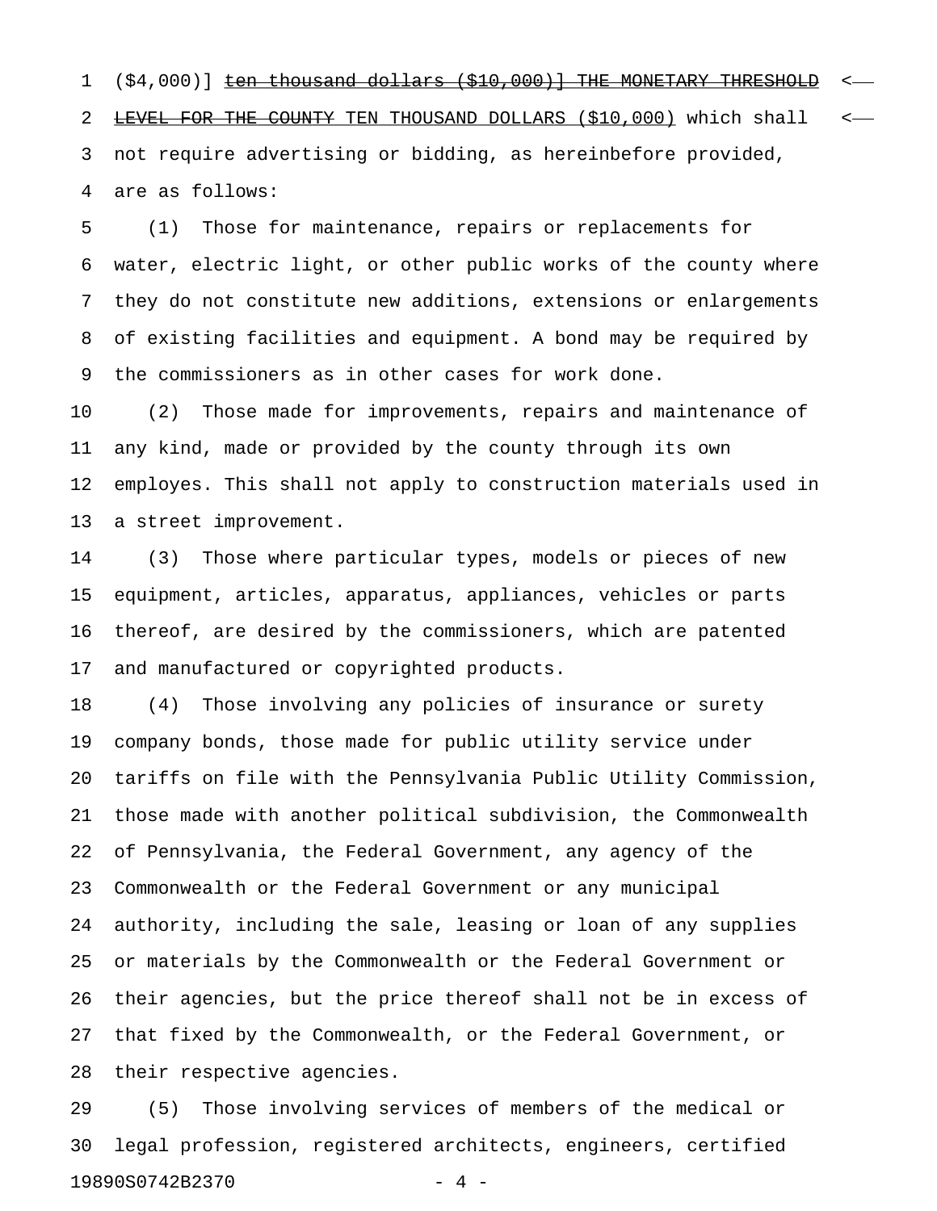($4,000)] ~~ten thousand dollars ($10,000)] THE MONETARY THRESHOLD~~ ~~LEVEL FOR THE COUNTY~~ TEN THOUSAND DOLLARS ($10,000) which shall not require advertising or bidding, as hereinbefore provided, are as follows:

(1) Those for maintenance, repairs or replacements for water, electric light, or other public works of the county where they do not constitute new additions, extensions or enlargements of existing facilities and equipment. A bond may be required by the commissioners as in other cases for work done.

(2) Those made for improvements, repairs and maintenance of any kind, made or provided by the county through its own employes. This shall not apply to construction materials used in a street improvement.

(3) Those where particular types, models or pieces of new equipment, articles, apparatus, appliances, vehicles or parts thereof, are desired by the commissioners, which are patented and manufactured or copyrighted products.

(4) Those involving any policies of insurance or surety company bonds, those made for public utility service under tariffs on file with the Pennsylvania Public Utility Commission, those made with another political subdivision, the Commonwealth of Pennsylvania, the Federal Government, any agency of the Commonwealth or the Federal Government or any municipal authority, including the sale, leasing or loan of any supplies or materials by the Commonwealth or the Federal Government or their agencies, but the price thereof shall not be in excess of that fixed by the Commonwealth, or the Federal Government, or their respective agencies.

(5) Those involving services of members of the medical or legal profession, registered architects, engineers, certified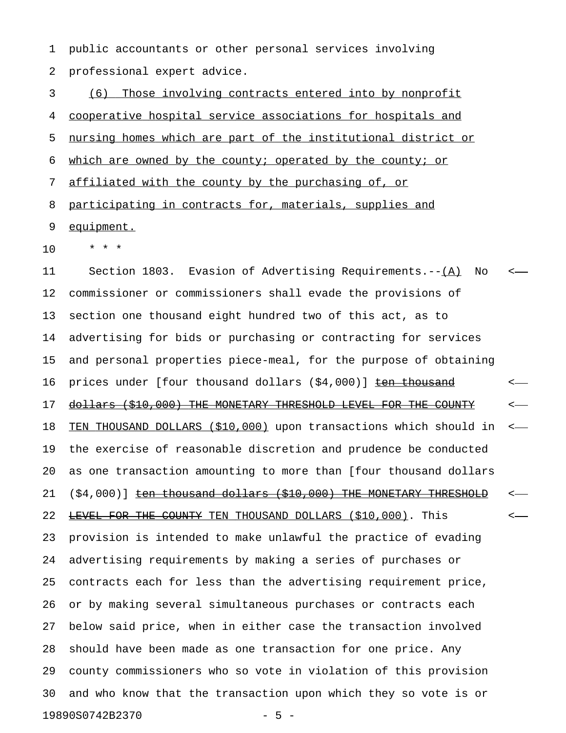public accountants or other personal services involving professional expert advice.

(6) Those involving contracts entered into by nonprofit cooperative hospital service associations for hospitals and nursing homes which are part of the institutional district or which are owned by the county; operated by the county; or affiliated with the county by the purchasing of, or participating in contracts for, materials, supplies and equipment.

\* \* \*

Section 1803. Evasion of Advertising Requirements.--(A) No commissioner or commissioners shall evade the provisions of section one thousand eight hundred two of this act, as to advertising for bids or purchasing or contracting for services and personal properties piece-meal, for the purpose of obtaining prices under [four thousand dollars ($4,000)] ~~ten thousand dollars ($10,000) THE MONETARY THRESHOLD LEVEL FOR THE COUNTY~~ TEN THOUSAND DOLLARS ($10,000) upon transactions which should in the exercise of reasonable discretion and prudence be conducted as one transaction amounting to more than [four thousand dollars ($4,000)] ~~ten thousand dollars ($10,000) THE MONETARY THRESHOLD LEVEL FOR THE COUNTY~~ TEN THOUSAND DOLLARS ($10,000). This provision is intended to make unlawful the practice of evading advertising requirements by making a series of purchases or contracts each for less than the advertising requirement price, or by making several simultaneous purchases or contracts each below said price, when in either case the transaction involved should have been made as one transaction for one price. Any county commissioners who so vote in violation of this provision and who know that the transaction upon which they so vote is or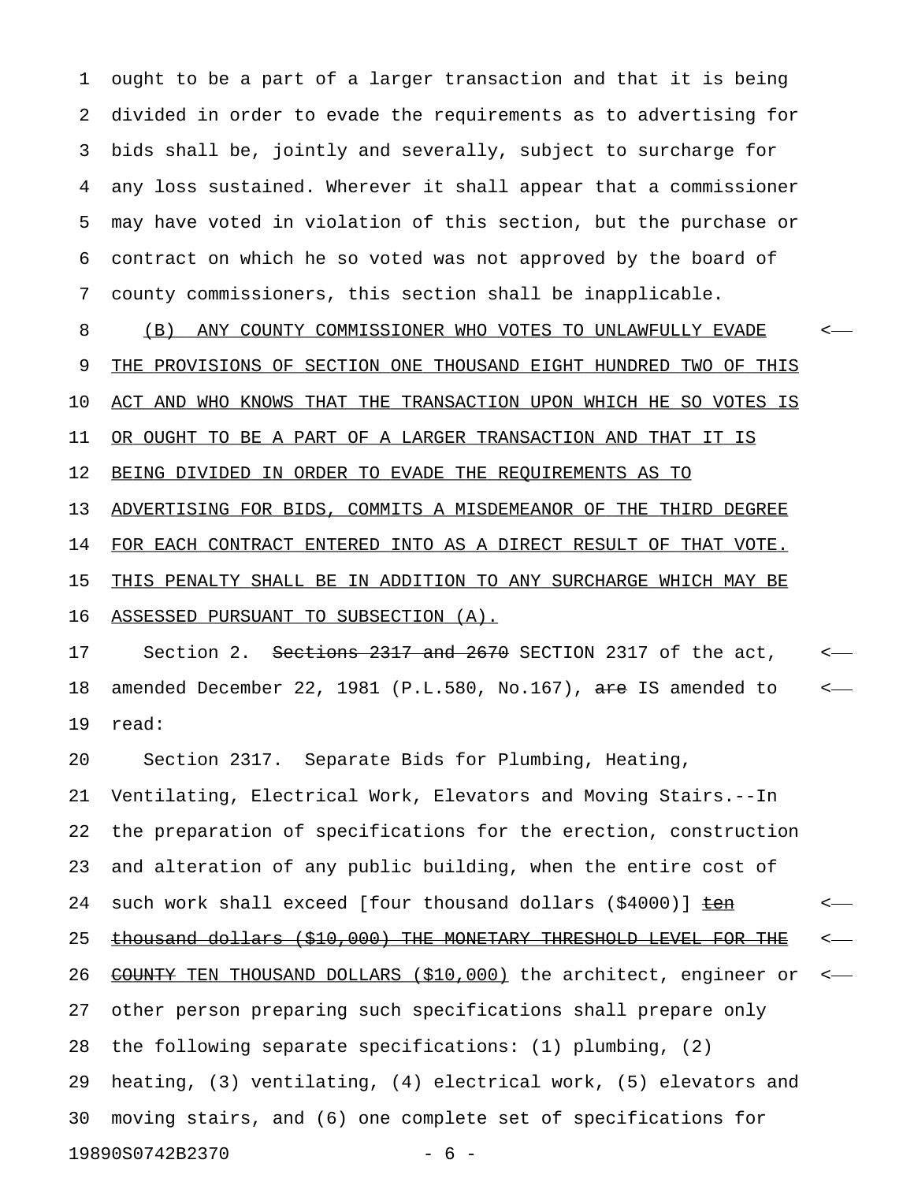ought to be a part of a larger transaction and that it is being divided in order to evade the requirements as to advertising for bids shall be, jointly and severally, subject to surcharge for any loss sustained. Wherever it shall appear that a commissioner may have voted in violation of this section, but the purchase or contract on which he so voted was not approved by the board of county commissioners, this section shall be inapplicable.

(B) ANY COUNTY COMMISSIONER WHO VOTES TO UNLAWFULLY EVADE THE PROVISIONS OF SECTION ONE THOUSAND EIGHT HUNDRED TWO OF THIS ACT AND WHO KNOWS THAT THE TRANSACTION UPON WHICH HE SO VOTES IS OR OUGHT TO BE A PART OF A LARGER TRANSACTION AND THAT IT IS BEING DIVIDED IN ORDER TO EVADE THE REQUIREMENTS AS TO ADVERTISING FOR BIDS, COMMITS A MISDEMEANOR OF THE THIRD DEGREE FOR EACH CONTRACT ENTERED INTO AS A DIRECT RESULT OF THAT VOTE. THIS PENALTY SHALL BE IN ADDITION TO ANY SURCHARGE WHICH MAY BE ASSESSED PURSUANT TO SUBSECTION (A).

Section 2. ~~Sections 2317 and 2670~~ SECTION 2317 of the act, amended December 22, 1981 (P.L.580, No.167), ~~are~~ IS amended to read:

Section 2317. Separate Bids for Plumbing, Heating, Ventilating, Electrical Work, Elevators and Moving Stairs.--In the preparation of specifications for the erection, construction and alteration of any public building, when the entire cost of such work shall exceed [four thousand dollars ($4000)] ~~ten thousand dollars ($10,000) THE MONETARY THRESHOLD LEVEL FOR THE COUNTY~~ TEN THOUSAND DOLLARS ($10,000) the architect, engineer or other person preparing such specifications shall prepare only the following separate specifications: (1) plumbing, (2) heating, (3) ventilating, (4) electrical work, (5) elevators and moving stairs, and (6) one complete set of specifications for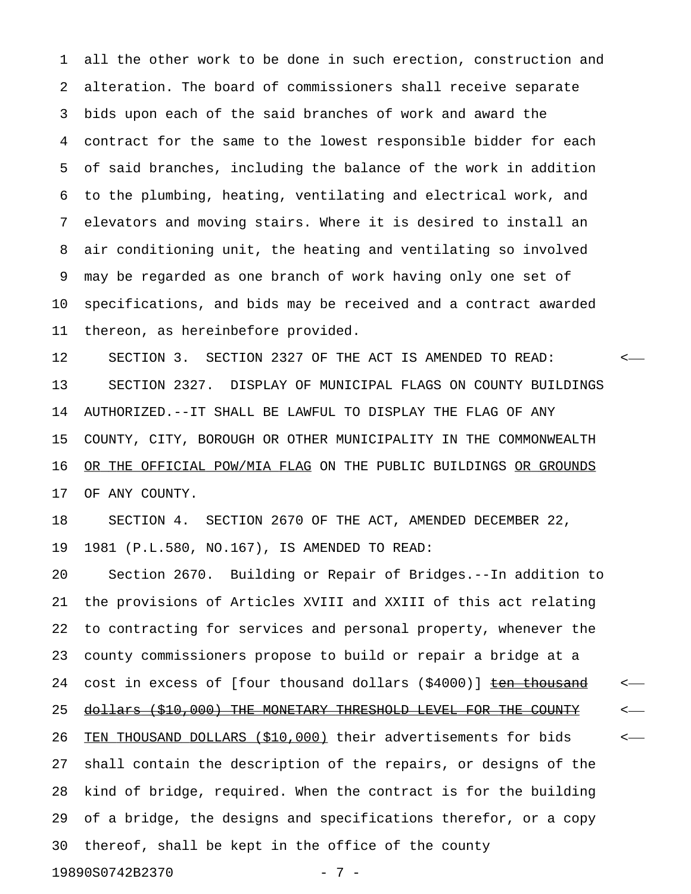all the other work to be done in such erection, construction and alteration. The board of commissioners shall receive separate bids upon each of the said branches of work and award the contract for the same to the lowest responsible bidder for each of said branches, including the balance of the work in addition to the plumbing, heating, ventilating and electrical work, and elevators and moving stairs. Where it is desired to install an air conditioning unit, the heating and ventilating so involved may be regarded as one branch of work having only one set of specifications, and bids may be received and a contract awarded thereon, as hereinbefore provided.

SECTION 3. SECTION 2327 OF THE ACT IS AMENDED TO READ:

SECTION 2327. DISPLAY OF MUNICIPAL FLAGS ON COUNTY BUILDINGS AUTHORIZED.--IT SHALL BE LAWFUL TO DISPLAY THE FLAG OF ANY COUNTY, CITY, BOROUGH OR OTHER MUNICIPALITY IN THE COMMONWEALTH OR THE OFFICIAL POW/MIA FLAG ON THE PUBLIC BUILDINGS OR GROUNDS OF ANY COUNTY.

SECTION 4. SECTION 2670 OF THE ACT, AMENDED DECEMBER 22, 1981 (P.L.580, NO.167), IS AMENDED TO READ:

Section 2670. Building or Repair of Bridges.--In addition to the provisions of Articles XVIII and XXIII of this act relating to contracting for services and personal property, whenever the county commissioners propose to build or repair a bridge at a cost in excess of [four thousand dollars ($4000)] ~~ten thousand dollars ($10,000) THE MONETARY THRESHOLD LEVEL FOR THE COUNTY~~ TEN THOUSAND DOLLARS ($10,000) their advertisements for bids shall contain the description of the repairs, or designs of the kind of bridge, required. When the contract is for the building of a bridge, the designs and specifications therefor, or a copy thereof, shall be kept in the office of the county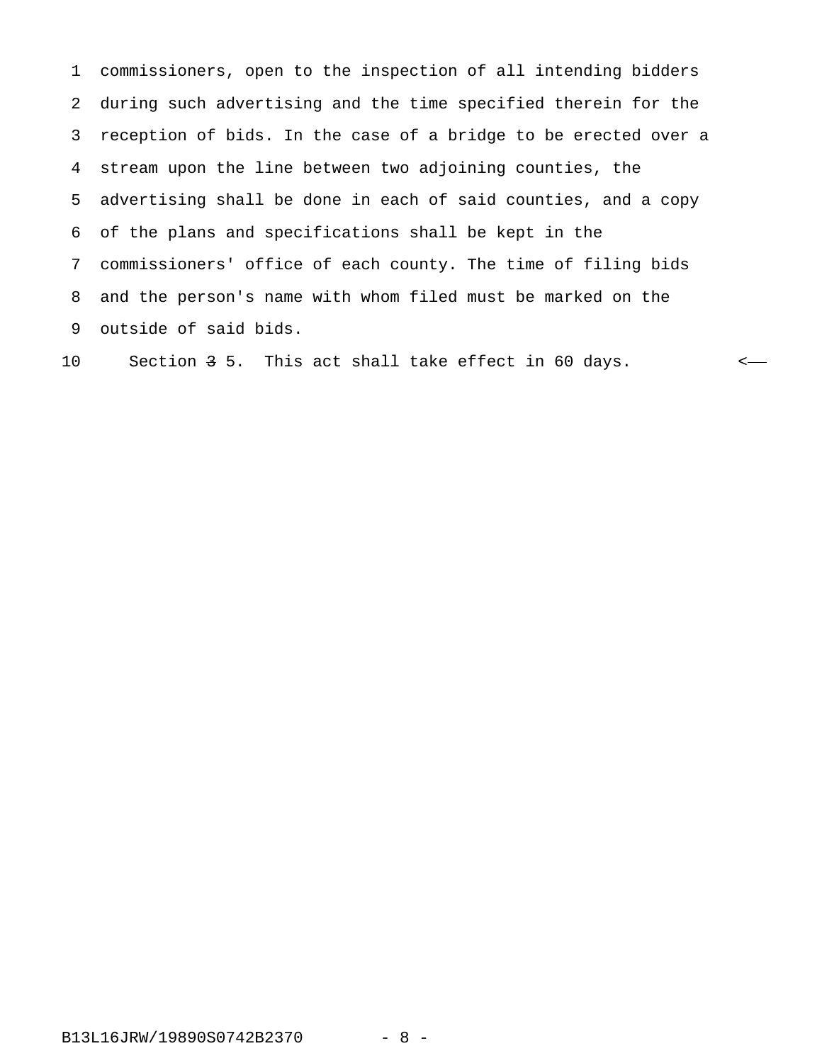commissioners, open to the inspection of all intending bidders during such advertising and the time specified therein for the reception of bids. In the case of a bridge to be erected over a stream upon the line between two adjoining counties, the advertising shall be done in each of said counties, and a copy of the plans and specifications shall be kept in the commissioners' office of each county. The time of filing bids and the person's name with whom filed must be marked on the outside of said bids.

Section ~~3~~ 5. This act shall take effect in 60 days.